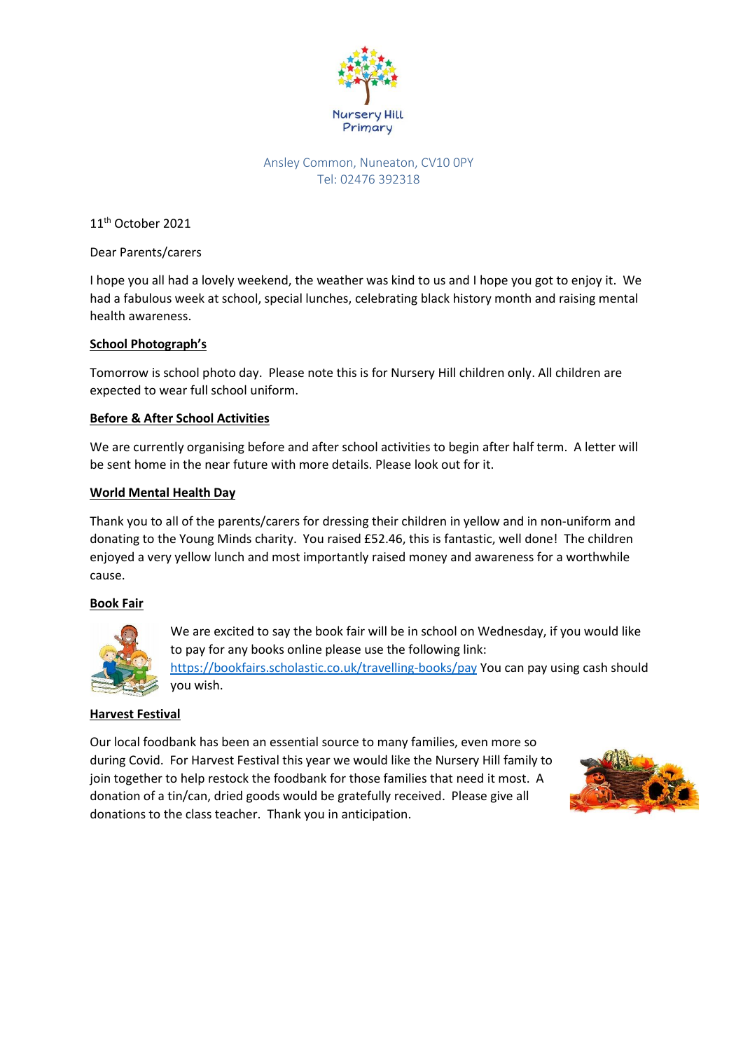Nursery Hill Primary

Ansley Common, Nuneaton, CV10 0PY
Tel: 02476 392318

11th October 2021

Dear Parents/carers

I hope you all had a lovely weekend, the weather was kind to us and I hope you got to enjoy it. We had a fabulous week at school, special lunches, celebrating black history month and raising mental health awareness.

**School Photograph's**

Tomorrow is school photo day. Please note this is for Nursery Hill children only. All children are expected to wear full school uniform.

**Before & After School Activities**

We are currently organising before and after school activities to begin after half term. A letter will be sent home in the near future with more details. Please look out for it.

**World Mental Health Day**

Thank you to all of the parents/carers for dressing their children in yellow and in non-uniform and donating to the Young Minds charity. You raised £52.46, this is fantastic, well done! The children enjoyed a very yellow lunch and most importantly raised money and awareness for a worthwhile cause.

**Book Fair**

We are excited to say the book fair will be in school on Wednesday, if you would like to pay for any books online please use the following link: https://bookfairs.scholastic.co.uk/travelling-books/pay You can pay using cash should you wish.

**Harvest Festival**

Our local foodbank has been an essential source to many families, even more so during Covid. For Harvest Festival this year we would like the Nursery Hill family to join together to help restock the foodbank for those families that need it most. A donation of a tin/can, dried goods would be gratefully received. Please give all donations to the class teacher. Thank you in anticipation.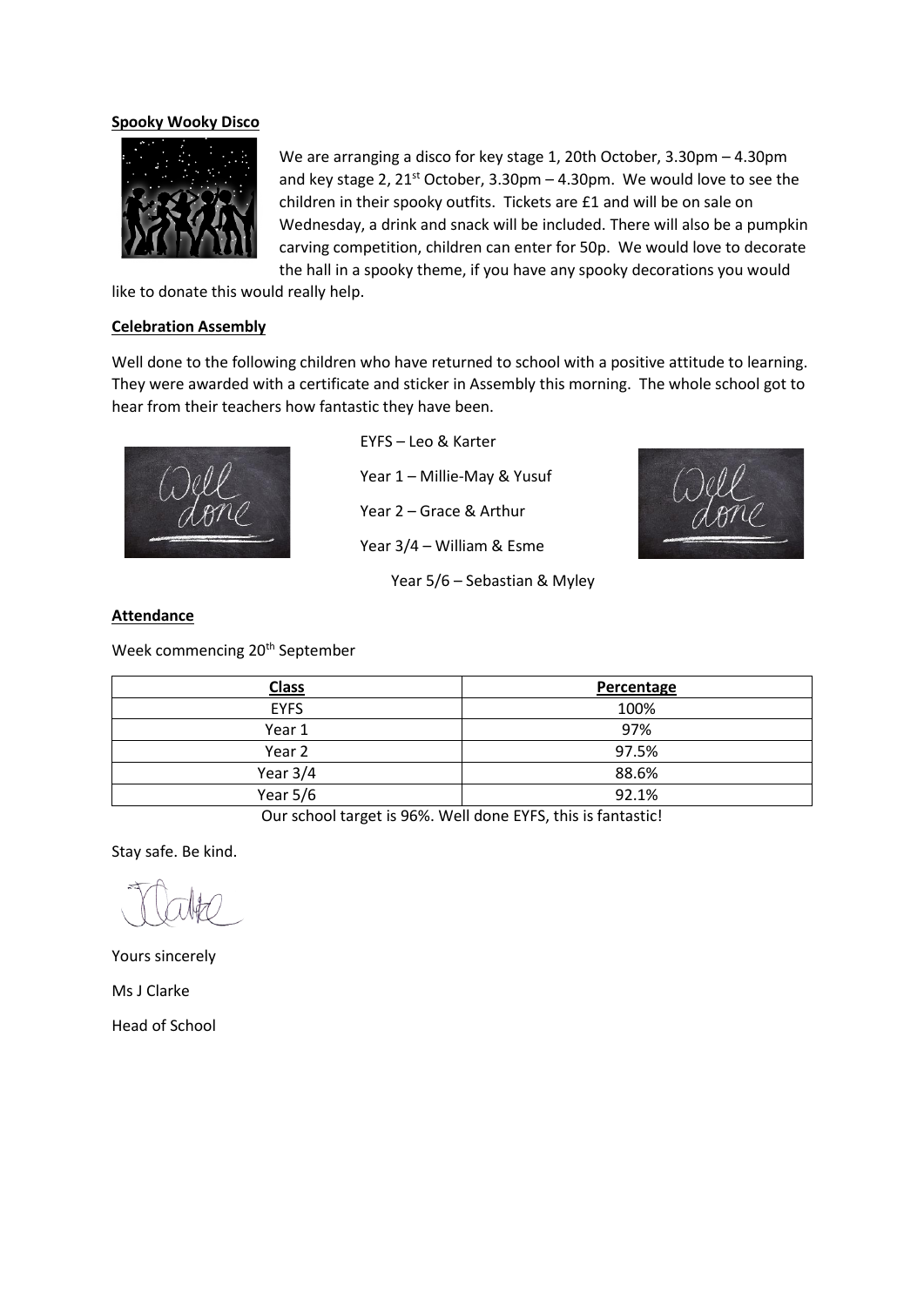**Spooky Wooky Disco**

We are arranging a disco for key stage 1, 20th October, 3.30pm – 4.30pm and key stage 2, 21st October, 3.30pm – 4.30pm. We would love to see the children in their spooky outfits. Tickets are £1 and will be on sale on Wednesday, a drink and snack will be included. There will also be a pumpkin carving competition, children can enter for 50p. We would love to decorate the hall in a spooky theme, if you have any spooky decorations you would like to donate this would really help.

**Celebration Assembly**

Well done to the following children who have returned to school with a positive attitude to learning. They were awarded with a certificate and sticker in Assembly this morning. The whole school got to hear from their teachers how fantastic they have been.

EYFS – Leo & Karter

Year 1 – Millie-May & Yusuf

Year 2 – Grace & Arthur

Year 3/4 – William & Esme

Year 5/6 – Sebastian & Myley

**Attendance**

Week commencing 20th September

| Class | Percentage |
|---|---|
| EYFS | 100% |
| Year 1 | 97% |
| Year 2 | 97.5% |
| Year 3/4 | 88.6% |
| Year 5/6 | 92.1% |

Our school target is 96%. Well done EYFS, this is fantastic!

Stay safe. Be kind.

Yours sincerely

Ms J Clarke

Head of School